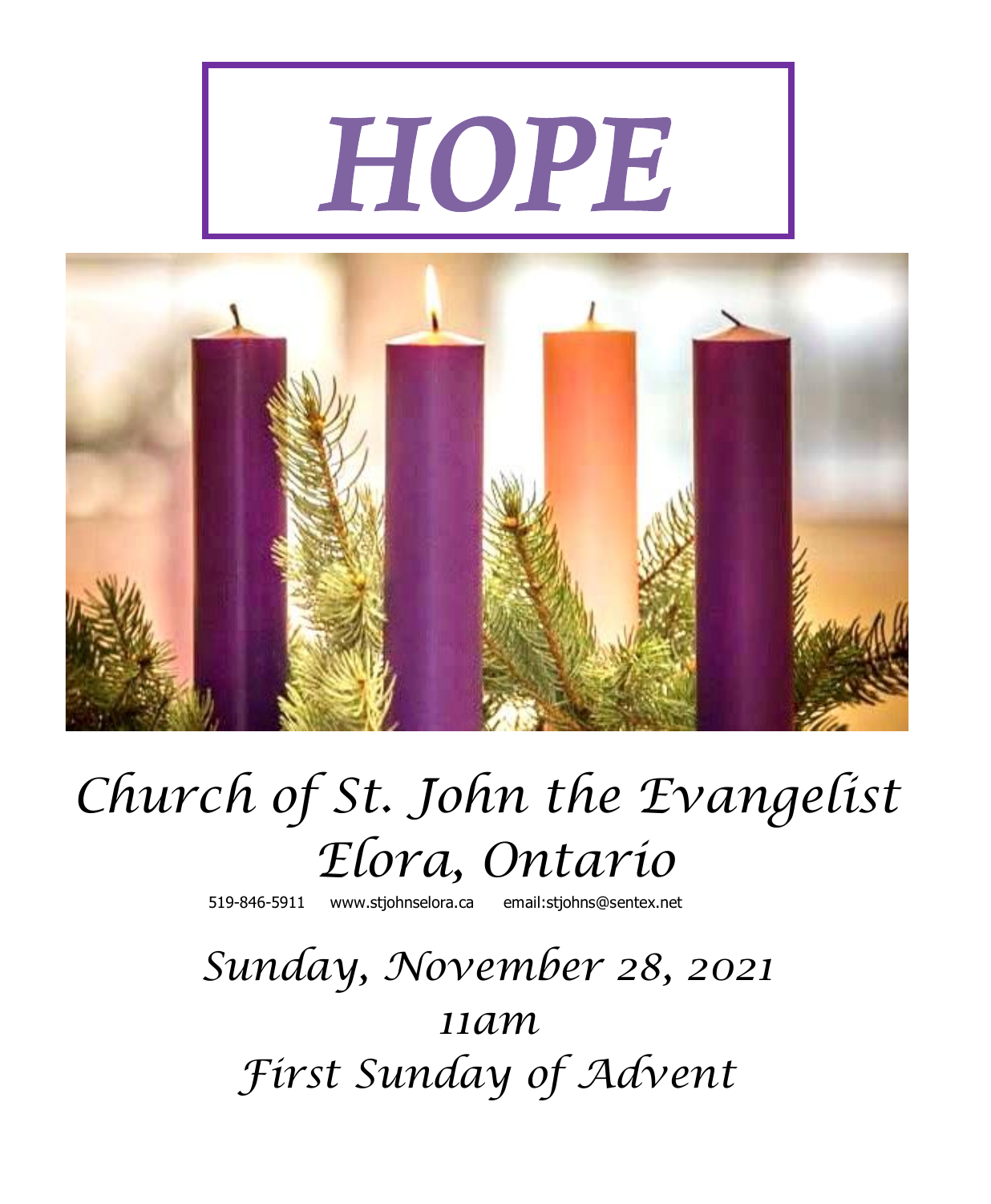# HOPE

# Church of St. John the Evangelist
# Elora, Ontario

519-846-5911 www.stjohnselora.ca email:stjohns@sentex.net

## Sunday, November 28, 2021
## 11am
## First Sunday of Advent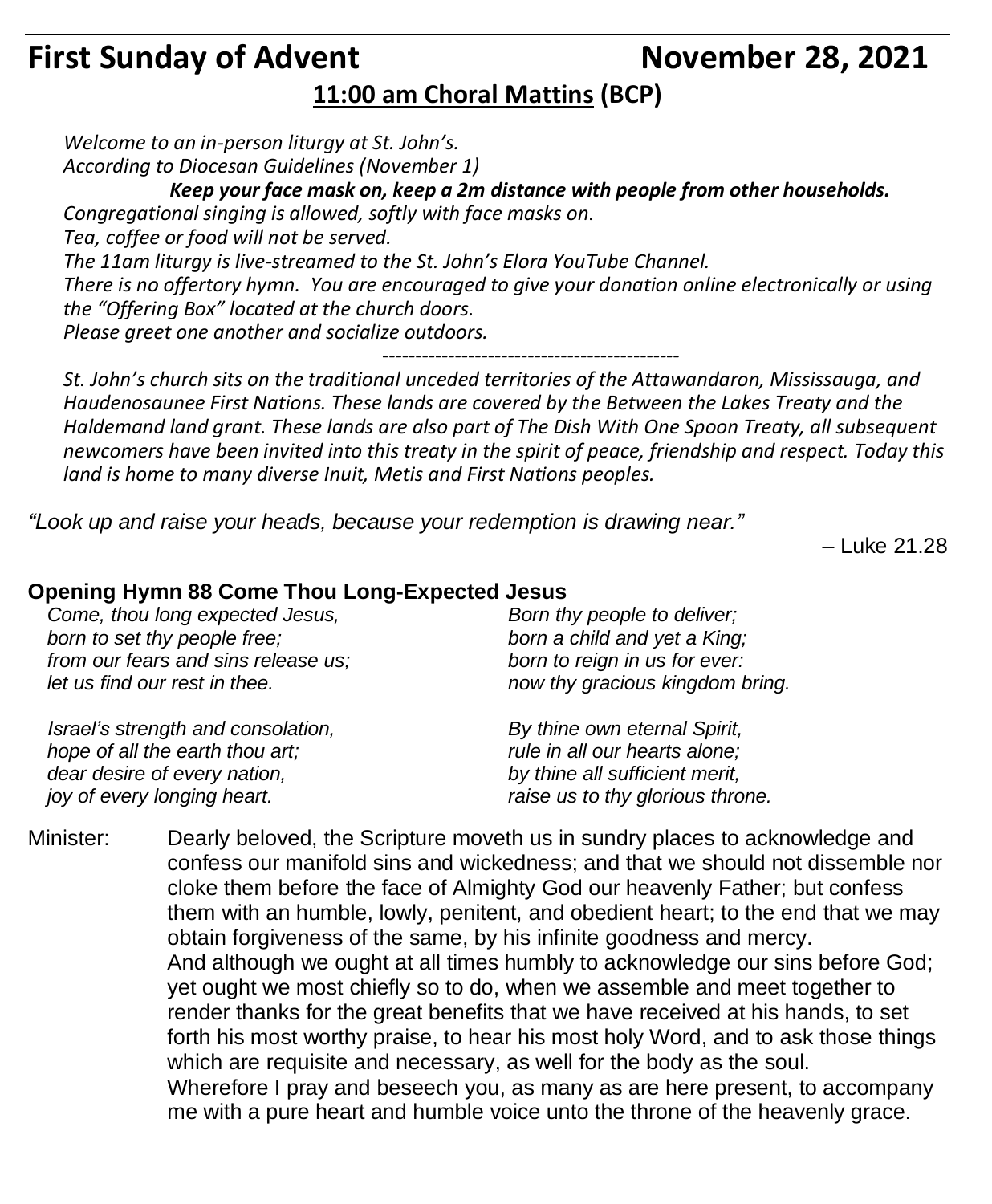# First Sunday of Advent November 28, 2021

## 11:00 am Choral Mattins (BCP)

*Welcome to an in-person liturgy at St. John's.*
*According to Diocesan Guidelines (November 1)*

***Keep your face mask on, keep a 2m distance with people from other households.***

*Congregational singing is allowed, softly with face masks on.*
*Tea, coffee or food will not be served.*
*The 11am liturgy is live-streamed to the St. John's Elora YouTube Channel.*
*There is no offertory hymn. You are encouraged to give your donation online electronically or using the "Offering Box" located at the church doors.*
*Please greet one another and socialize outdoors.*

---

*St. John's church sits on the traditional unceded territories of the Attawandaron, Mississauga, and Haudenosaunee First Nations. These lands are covered by the Between the Lakes Treaty and the Haldemand land grant. These lands are also part of The Dish With One Spoon Treaty, all subsequent newcomers have been invited into this treaty in the spirit of peace, friendship and respect. Today this land is home to many diverse Inuit, Metis and First Nations peoples.*

*"Look up and raise your heads, because your redemption is drawing near."*

– Luke 21.28

**Opening Hymn 88 Come Thou Long-Expected Jesus**

*Come, thou long expected Jesus,*
*born to set thy people free;*
*from our fears and sins release us;*
*let us find our rest in thee.*

*Israel's strength and consolation,*
*hope of all the earth thou art;*
*dear desire of every nation,*
*joy of every longing heart.*

*Born thy people to deliver;*
*born a child and yet a King;*
*born to reign in us for ever:*
*now thy gracious kingdom bring.*

*By thine own eternal Spirit,*
*rule in all our hearts alone;*
*by thine all sufficient merit,*
*raise us to thy glorious throne.*

Minister: Dearly beloved, the Scripture moveth us in sundry places to acknowledge and confess our manifold sins and wickedness; and that we should not dissemble nor cloke them before the face of Almighty God our heavenly Father; but confess them with an humble, lowly, penitent, and obedient heart; to the end that we may obtain forgiveness of the same, by his infinite goodness and mercy.
And although we ought at all times humbly to acknowledge our sins before God; yet ought we most chiefly so to do, when we assemble and meet together to render thanks for the great benefits that we have received at his hands, to set forth his most worthy praise, to hear his most holy Word, and to ask those things which are requisite and necessary, as well for the body as the soul.
Wherefore I pray and beseech you, as many as are here present, to accompany me with a pure heart and humble voice unto the throne of the heavenly grace.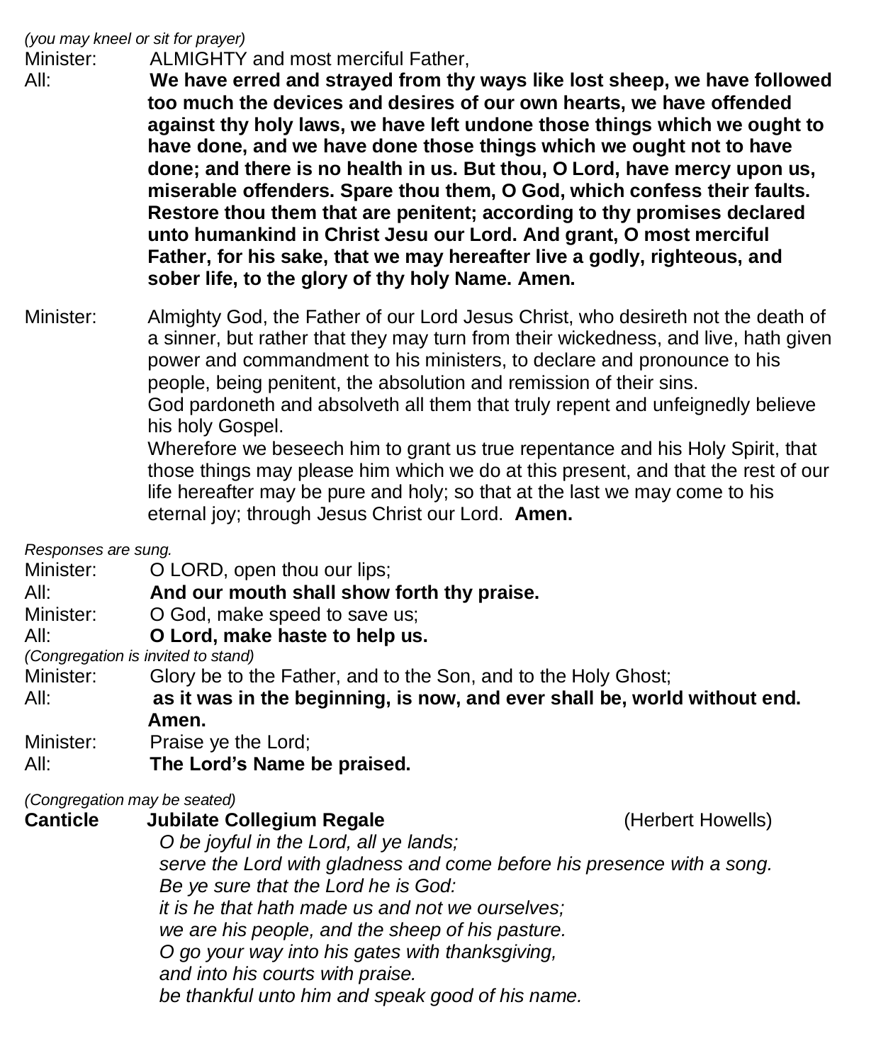*(you may kneel or sit for prayer)*

Minister: ALMIGHTY and most merciful Father,

All: **We have erred and strayed from thy ways like lost sheep, we have followed too much the devices and desires of our own hearts, we have offended against thy holy laws, we have left undone those things which we ought to have done, and we have done those things which we ought not to have done; and there is no health in us. But thou, O Lord, have mercy upon us, miserable offenders. Spare thou them, O God, which confess their faults. Restore thou them that are penitent; according to thy promises declared unto humankind in Christ Jesu our Lord. And grant, O most merciful Father, for his sake, that we may hereafter live a godly, righteous, and sober life, to the glory of thy holy Name. Amen.**

Minister: Almighty God, the Father of our Lord Jesus Christ, who desireth not the death of a sinner, but rather that they may turn from their wickedness, and live, hath given power and commandment to his ministers, to declare and pronounce to his people, being penitent, the absolution and remission of their sins.
God pardoneth and absolveth all them that truly repent and unfeignedly believe his holy Gospel.
Wherefore we beseech him to grant us true repentance and his Holy Spirit, that those things may please him which we do at this present, and that the rest of our life hereafter may be pure and holy; so that at the last we may come to his eternal joy; through Jesus Christ our Lord. **Amen.**

*Responses are sung.*

Minister: O LORD, open thou our lips;

All: **And our mouth shall show forth thy praise.**

Minister: O God, make speed to save us;

All: **O Lord, make haste to help us.**

*(Congregation is invited to stand)*

Minister: Glory be to the Father, and to the Son, and to the Holy Ghost;

All: **as it was in the beginning, is now, and ever shall be, world without end. Amen.**

Minister: Praise ye the Lord;

All: **The Lord's Name be praised.**

*(Congregation may be seated)*

**Canticle** **Jubilate Collegium Regale** (Herbert Howells)

*O be joyful in the Lord, all ye lands;*
*serve the Lord with gladness and come before his presence with a song.*
*Be ye sure that the Lord he is God:*
*it is he that hath made us and not we ourselves;*
*we are his people, and the sheep of his pasture.*
*O go your way into his gates with thanksgiving,*
*and into his courts with praise.*
*be thankful unto him and speak good of his name.*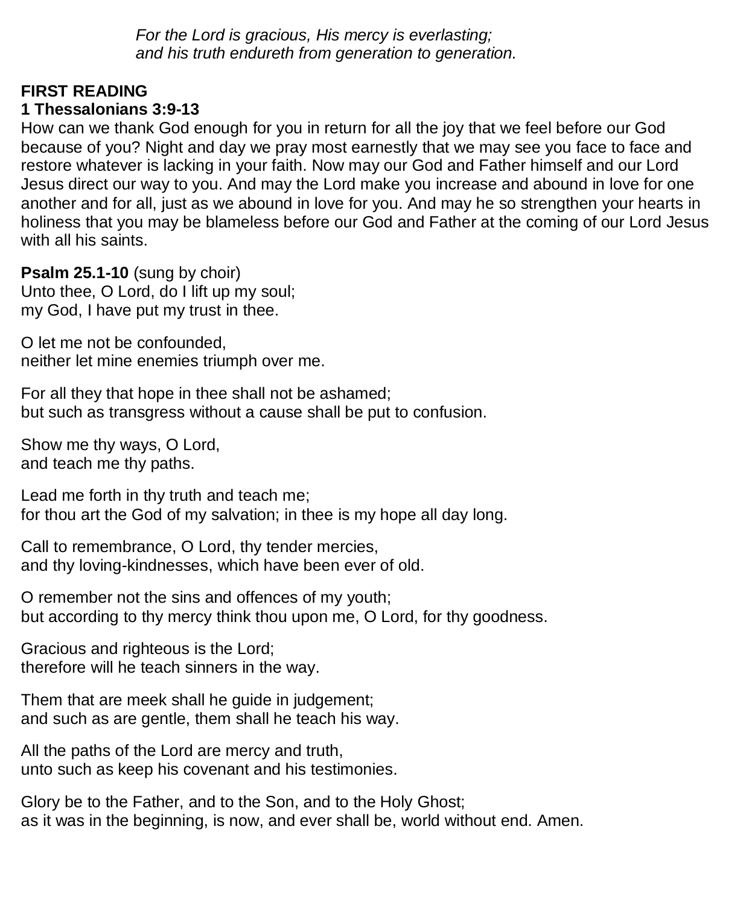*For the Lord is gracious, His mercy is everlasting;*
*and his truth endureth from generation to generation.*

**FIRST READING**
**1 Thessalonians 3:9-13**

How can we thank God enough for you in return for all the joy that we feel before our God because of you? Night and day we pray most earnestly that we may see you face to face and restore whatever is lacking in your faith. Now may our God and Father himself and our Lord Jesus direct our way to you. And may the Lord make you increase and abound in love for one another and for all, just as we abound in love for you. And may he so strengthen your hearts in holiness that you may be blameless before our God and Father at the coming of our Lord Jesus with all his saints.

**Psalm 25.1-10** (sung by choir)
Unto thee, O Lord, do I lift up my soul;
my God, I have put my trust in thee.

O let me not be confounded,
neither let mine enemies triumph over me.

For all they that hope in thee shall not be ashamed;
but such as transgress without a cause shall be put to confusion.

Show me thy ways, O Lord,
and teach me thy paths.

Lead me forth in thy truth and teach me;
for thou art the God of my salvation; in thee is my hope all day long.

Call to remembrance, O Lord, thy tender mercies,
and thy loving-kindnesses, which have been ever of old.

O remember not the sins and offences of my youth;
but according to thy mercy think thou upon me, O Lord, for thy goodness.

Gracious and righteous is the Lord;
therefore will he teach sinners in the way.

Them that are meek shall he guide in judgement;
and such as are gentle, them shall he teach his way.

All the paths of the Lord are mercy and truth,
unto such as keep his covenant and his testimonies.

Glory be to the Father, and to the Son, and to the Holy Ghost;
as it was in the beginning, is now, and ever shall be, world without end. Amen.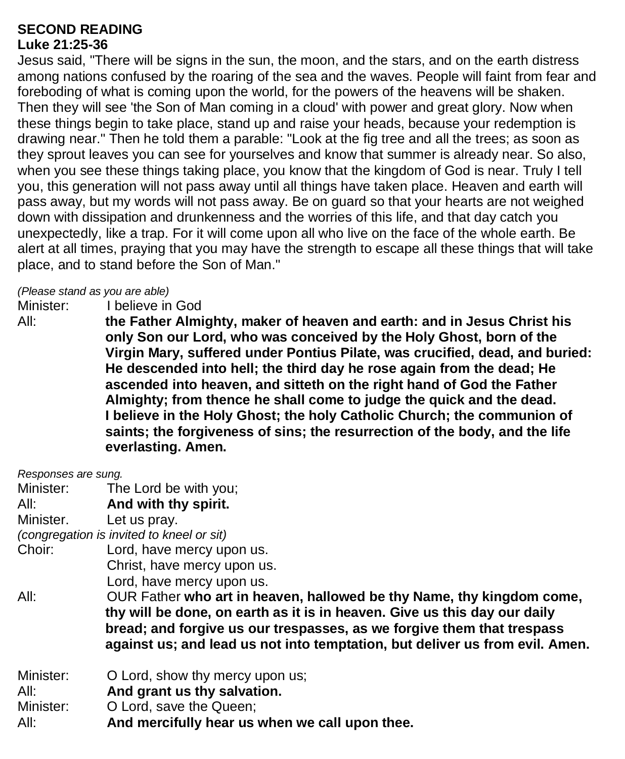**SECOND READING**
**Luke 21:25-36**

Jesus said, "There will be signs in the sun, the moon, and the stars, and on the earth distress among nations confused by the roaring of the sea and the waves. People will faint from fear and foreboding of what is coming upon the world, for the powers of the heavens will be shaken. Then they will see 'the Son of Man coming in a cloud' with power and great glory. Now when these things begin to take place, stand up and raise your heads, because your redemption is drawing near." Then he told them a parable: "Look at the fig tree and all the trees; as soon as they sprout leaves you can see for yourselves and know that summer is already near. So also, when you see these things taking place, you know that the kingdom of God is near. Truly I tell you, this generation will not pass away until all things have taken place. Heaven and earth will pass away, but my words will not pass away. Be on guard so that your hearts are not weighed down with dissipation and drunkenness and the worries of this life, and that day catch you unexpectedly, like a trap. For it will come upon all who live on the face of the whole earth. Be alert at all times, praying that you may have the strength to escape all these things that will take place, and to stand before the Son of Man."

*(Please stand as you are able)*

Minister: I believe in God

All: **the Father Almighty, maker of heaven and earth: and in Jesus Christ his only Son our Lord, who was conceived by the Holy Ghost, born of the Virgin Mary, suffered under Pontius Pilate, was crucified, dead, and buried: He descended into hell; the third day he rose again from the dead; He ascended into heaven, and sitteth on the right hand of God the Father Almighty; from thence he shall come to judge the quick and the dead. I believe in the Holy Ghost; the holy Catholic Church; the communion of saints; the forgiveness of sins; the resurrection of the body, and the life everlasting. Amen.**

*Responses are sung.*

Minister: The Lord be with you;

All: **And with thy spirit.**

Minister. Let us pray.

*(congregation is invited to kneel or sit)*

Choir: Lord, have mercy upon us.
Christ, have mercy upon us.
Lord, have mercy upon us.

All: OUR Father **who art in heaven, hallowed be thy Name, thy kingdom come, thy will be done, on earth as it is in heaven. Give us this day our daily bread; and forgive us our trespasses, as we forgive them that trespass against us; and lead us not into temptation, but deliver us from evil. Amen.**

Minister: O Lord, show thy mercy upon us;

All: **And grant us thy salvation.**

Minister: O Lord, save the Queen;

All: **And mercifully hear us when we call upon thee.**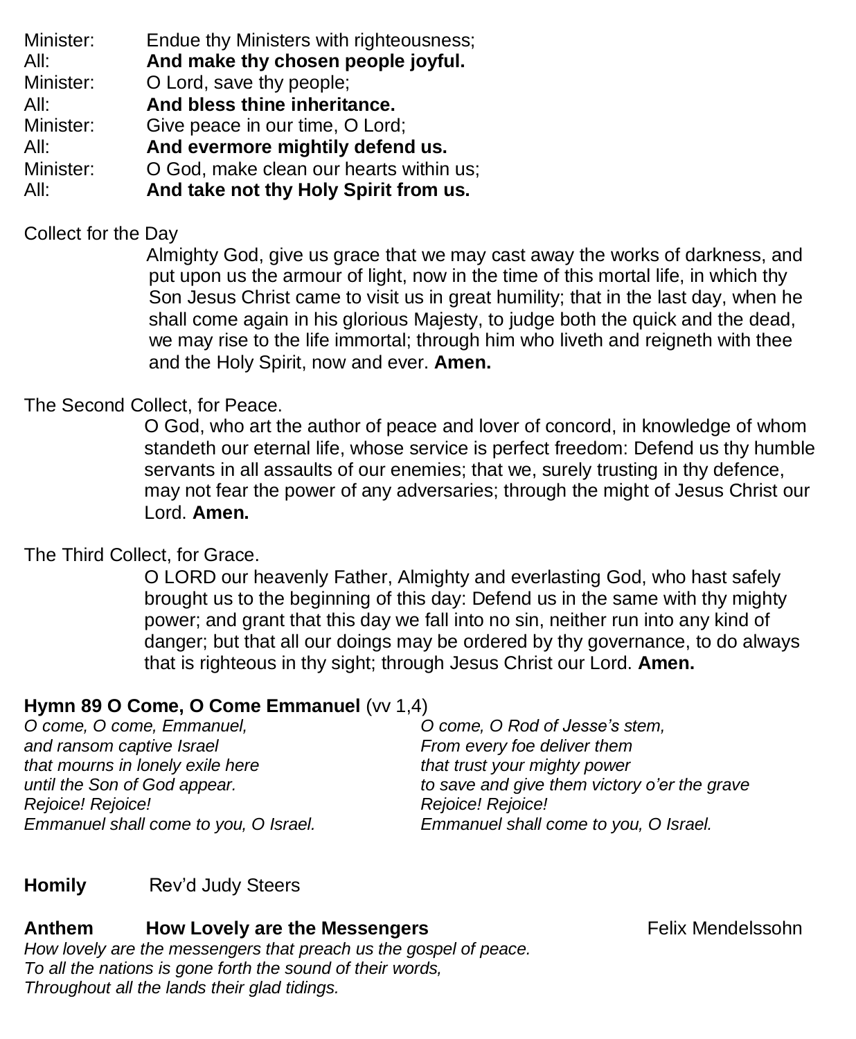Minister: Endue thy Ministers with righteousness;
All: **And make thy chosen people joyful.**
Minister: O Lord, save thy people;
All: **And bless thine inheritance.**
Minister: Give peace in our time, O Lord;
All: **And evermore mightily defend us.**
Minister: O God, make clean our hearts within us;
All: **And take not thy Holy Spirit from us.**

Collect for the Day

Almighty God, give us grace that we may cast away the works of darkness, and put upon us the armour of light, now in the time of this mortal life, in which thy Son Jesus Christ came to visit us in great humility; that in the last day, when he shall come again in his glorious Majesty, to judge both the quick and the dead, we may rise to the life immortal; through him who liveth and reigneth with thee and the Holy Spirit, now and ever. **Amen.**

The Second Collect, for Peace.

O God, who art the author of peace and lover of concord, in knowledge of whom standeth our eternal life, whose service is perfect freedom: Defend us thy humble servants in all assaults of our enemies; that we, surely trusting in thy defence, may not fear the power of any adversaries; through the might of Jesus Christ our Lord. **Amen.**

The Third Collect, for Grace.

O LORD our heavenly Father, Almighty and everlasting God, who hast safely brought us to the beginning of this day: Defend us in the same with thy mighty power; and grant that this day we fall into no sin, neither run into any kind of danger; but that all our doings may be ordered by thy governance, to do always that is righteous in thy sight; through Jesus Christ our Lord. **Amen.**

**Hymn 89 O Come, O Come Emmanuel** (vv 1,4)

*O come, O come, Emmanuel,*
*and ransom captive Israel*
*that mourns in lonely exile here*
*until the Son of God appear.*
*Rejoice! Rejoice!*
*Emmanuel shall come to you, O Israel.*

*O come, O Rod of Jesse's stem,*
*From every foe deliver them*
*that trust your mighty power*
*to save and give them victory o'er the grave*
*Rejoice! Rejoice!*
*Emmanuel shall come to you, O Israel.*

**Homily** Rev'd Judy Steers

**Anthem** **How Lovely are the Messengers** Felix Mendelssohn

*How lovely are the messengers that preach us the gospel of peace.*
*To all the nations is gone forth the sound of their words,*
*Throughout all the lands their glad tidings.*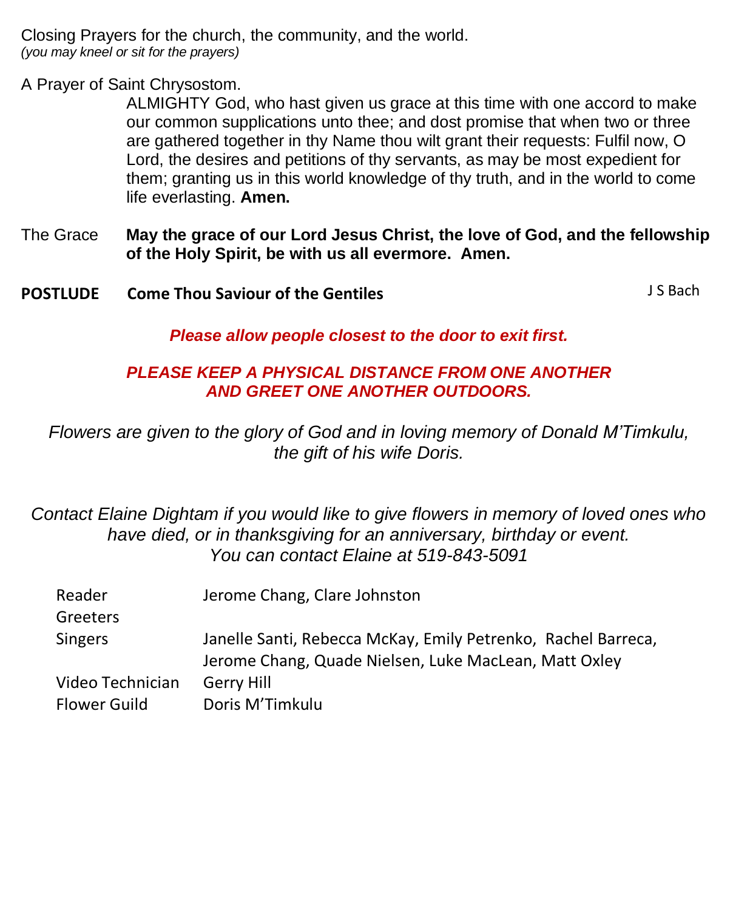Closing Prayers for the church, the community, and the world.
*(you may kneel or sit for the prayers)*

A Prayer of Saint Chrysostom.

ALMIGHTY God, who hast given us grace at this time with one accord to make our common supplications unto thee; and dost promise that when two or three are gathered together in thy Name thou wilt grant their requests: Fulfil now, O Lord, the desires and petitions of thy servants, as may be most expedient for them; granting us in this world knowledge of thy truth, and in the world to come life everlasting. **Amen.**

The Grace **May the grace of our Lord Jesus Christ, the love of God, and the fellowship of the Holy Spirit, be with us all evermore. Amen.**

**POSTLUDE Come Thou Saviour of the Gentiles** J S Bach

***Please allow people closest to the door to exit first.***

***PLEASE KEEP A PHYSICAL DISTANCE FROM ONE ANOTHER AND GREET ONE ANOTHER OUTDOORS.***

*Flowers are given to the glory of God and in loving memory of Donald M'Timkulu, the gift of his wife Doris.*

*Contact Elaine Dightam if you would like to give flowers in memory of loved ones who have died, or in thanksgiving for an anniversary, birthday or event. You can contact Elaine at 519-843-5091*

| | |
|---|---|
| Reader | Jerome Chang, Clare Johnston |
| Greeters | |
| Singers | Janelle Santi, Rebecca McKay, Emily Petrenko, Rachel Barreca, Jerome Chang, Quade Nielsen, Luke MacLean, Matt Oxley |
| Video Technician | Gerry Hill |
| Flower Guild | Doris M'Timkulu |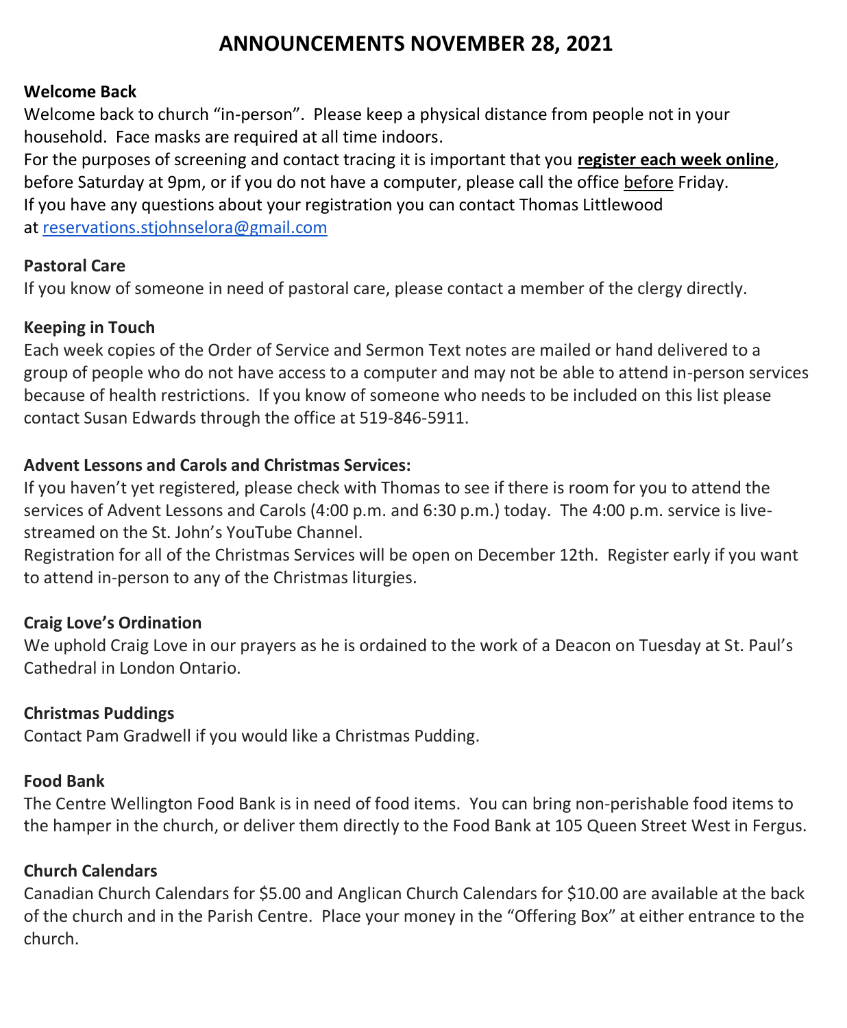# ANNOUNCEMENTS NOVEMBER 28, 2021

**Welcome Back**

Welcome back to church "in-person". Please keep a physical distance from people not in your household. Face masks are required at all time indoors.

For the purposes of screening and contact tracing it is important that you **register each week online**, before Saturday at 9pm, or if you do not have a computer, please call the office before Friday.

If you have any questions about your registration you can contact Thomas Littlewood at reservations.stjohnselora@gmail.com

**Pastoral Care**

If you know of someone in need of pastoral care, please contact a member of the clergy directly.

**Keeping in Touch**

Each week copies of the Order of Service and Sermon Text notes are mailed or hand delivered to a group of people who do not have access to a computer and may not be able to attend in-person services because of health restrictions. If you know of someone who needs to be included on this list please contact Susan Edwards through the office at 519-846-5911.

**Advent Lessons and Carols and Christmas Services:**

If you haven't yet registered, please check with Thomas to see if there is room for you to attend the services of Advent Lessons and Carols (4:00 p.m. and 6:30 p.m.) today. The 4:00 p.m. service is live-streamed on the St. John's YouTube Channel.

Registration for all of the Christmas Services will be open on December 12th. Register early if you want to attend in-person to any of the Christmas liturgies.

**Craig Love's Ordination**

We uphold Craig Love in our prayers as he is ordained to the work of a Deacon on Tuesday at St. Paul's Cathedral in London Ontario.

**Christmas Puddings**

Contact Pam Gradwell if you would like a Christmas Pudding.

**Food Bank**

The Centre Wellington Food Bank is in need of food items. You can bring non-perishable food items to the hamper in the church, or deliver them directly to the Food Bank at 105 Queen Street West in Fergus.

**Church Calendars**

Canadian Church Calendars for $5.00 and Anglican Church Calendars for $10.00 are available at the back of the church and in the Parish Centre. Place your money in the "Offering Box" at either entrance to the church.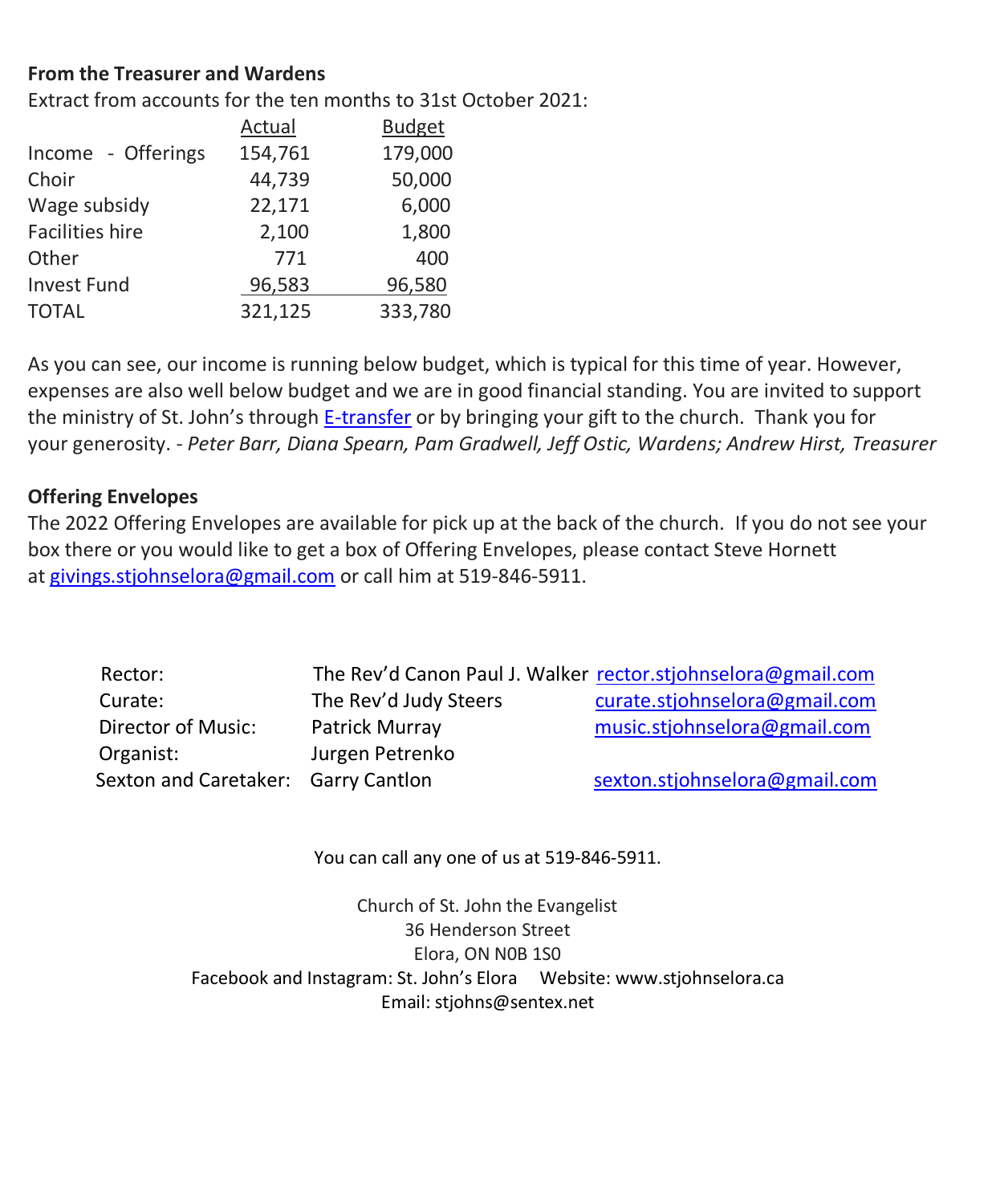**From the Treasurer and Wardens**

Extract from accounts for the ten months to 31st October 2021:

| | Actual | Budget |
|---|---|---|
| Income - Offerings | 154,761 | 179,000 |
| Choir | 44,739 | 50,000 |
| Wage subsidy | 22,171 | 6,000 |
| Facilities hire | 2,100 | 1,800 |
| Other | 771 | 400 |
| Invest Fund | 96,583 | 96,580 |
| TOTAL | 321,125 | 333,780 |

As you can see, our income is running below budget, which is typical for this time of year. However, expenses are also well below budget and we are in good financial standing. You are invited to support the ministry of St. John's through E-transfer or by bringing your gift to the church. Thank you for your generosity. - *Peter Barr, Diana Spearn, Pam Gradwell, Jeff Ostic, Wardens; Andrew Hirst, Treasurer*

**Offering Envelopes**

The 2022 Offering Envelopes are available for pick up at the back of the church. If you do not see your box there or you would like to get a box of Offering Envelopes, please contact Steve Hornett at givings.stjohnselora@gmail.com or call him at 519-846-5911.

| | | |
|---|---|---|
| Rector: | The Rev'd Canon Paul J. Walker | rector.stjohnselora@gmail.com |
| Curate: | The Rev'd Judy Steers | curate.stjohnselora@gmail.com |
| Director of Music: | Patrick Murray | music.stjohnselora@gmail.com |
| Organist: | Jurgen Petrenko | |
| Sexton and Caretaker: | Garry Cantlon | sexton.stjohnselora@gmail.com |

You can call any one of us at 519-846-5911.

Church of St. John the Evangelist
36 Henderson Street
Elora, ON N0B 1S0
Facebook and Instagram: St. John's Elora Website: www.stjohnselora.ca
Email: stjohns@sentex.net